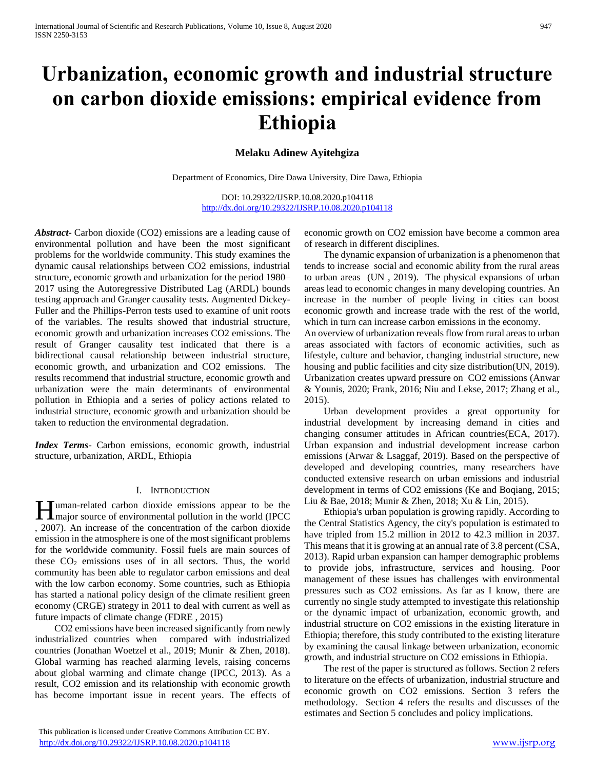# Urbanization, economic growth and industrial structure on carbon dioxide emissions: empirical evidence from Ethiopia

**Melaku Adinew Ayitehgiza**

Department of Economics, Dire Dawa University, Dire Dawa, Ethiopia

DOI: 10.29322/IJSRP.10.08.2020.p104118
http://dx.doi.org/10.29322/IJSRP.10.08.2020.p104118

***Abstract***- Carbon dioxide (CO2) emissions are a leading cause of environmental pollution and have been the most significant problems for the worldwide community. This study examines the dynamic causal relationships between CO2 emissions, industrial structure, economic growth and urbanization for the period 1980–2017 using the Autoregressive Distributed Lag (ARDL) bounds testing approach and Granger causality tests. Augmented Dickey-Fuller and the Phillips-Perron tests used to examine of unit roots of the variables. The results showed that industrial structure, economic growth and urbanization increases CO2 emissions. The result of Granger causality test indicated that there is a bidirectional causal relationship between industrial structure, economic growth, and urbanization and CO2 emissions. The results recommend that industrial structure, economic growth and urbanization were the main determinants of environmental pollution in Ethiopia and a series of policy actions related to industrial structure, economic growth and urbanization should be taken to reduction the environmental degradation.

***Index Terms***- Carbon emissions, economic growth, industrial structure, urbanization, ARDL, Ethiopia

## I. Introduction

Human-related carbon dioxide emissions appear to be the major source of environmental pollution in the world (IPCC , 2007). An increase of the concentration of the carbon dioxide emission in the atmosphere is one of the most significant problems for the worldwide community. Fossil fuels are main sources of these $CO_2$ emissions uses of in all sectors. Thus, the world community has been able to regulator carbon emissions and deal with the low carbon economy. Some countries, such as Ethiopia has started a national policy design of the climate resilient green economy (CRGE) strategy in 2011 to deal with current as well as future impacts of climate change (FDRE , 2015)

CO2 emissions have been increased significantly from newly industrialized countries when compared with industrialized countries (Jonathan Woetzel et al., 2019; Munir & Zhen, 2018). Global warming has reached alarming levels, raising concerns about global warming and climate change (IPCC, 2013). As a result, CO2 emission and its relationship with economic growth has become important issue in recent years. The effects of economic growth on CO2 emission have become a common area of research in different disciplines.

The dynamic expansion of urbanization is a phenomenon that tends to increase social and economic ability from the rural areas to urban areas (UN , 2019). The physical expansions of urban areas lead to economic changes in many developing countries. An increase in the number of people living in cities can boost economic growth and increase trade with the rest of the world, which in turn can increase carbon emissions in the economy.

An overview of urbanization reveals flow from rural areas to urban areas associated with factors of economic activities, such as lifestyle, culture and behavior, changing industrial structure, new housing and public facilities and city size distribution(UN, 2019). Urbanization creates upward pressure on CO2 emissions (Anwar & Younis, 2020; Frank, 2016; Niu and Lekse, 2017; Zhang et al., 2015).

Urban development provides a great opportunity for industrial development by increasing demand in cities and changing consumer attitudes in African countries(ECA, 2017). Urban expansion and industrial development increase carbon emissions (Arwar & Lsaggaf, 2019). Based on the perspective of developed and developing countries, many researchers have conducted extensive research on urban emissions and industrial development in terms of CO2 emissions (Ke and Boqiang, 2015; Liu & Bae, 2018; Munir & Zhen, 2018; Xu & Lin, 2015).

Ethiopia's urban population is growing rapidly. According to the Central Statistics Agency, the city's population is estimated to have tripled from 15.2 million in 2012 to 42.3 million in 2037. This means that it is growing at an annual rate of 3.8 percent (CSA, 2013). Rapid urban expansion can hamper demographic problems to provide jobs, infrastructure, services and housing. Poor management of these issues has challenges with environmental pressures such as CO2 emissions. As far as I know, there are currently no single study attempted to investigate this relationship or the dynamic impact of urbanization, economic growth, and industrial structure on CO2 emissions in the existing literature in Ethiopia; therefore, this study contributed to the existing literature by examining the causal linkage between urbanization, economic growth, and industrial structure on CO2 emissions in Ethiopia.

The rest of the paper is structured as follows. Section 2 refers to literature on the effects of urbanization, industrial structure and economic growth on CO2 emissions. Section 3 refers the methodology. Section 4 refers the results and discusses of the estimates and Section 5 concludes and policy implications.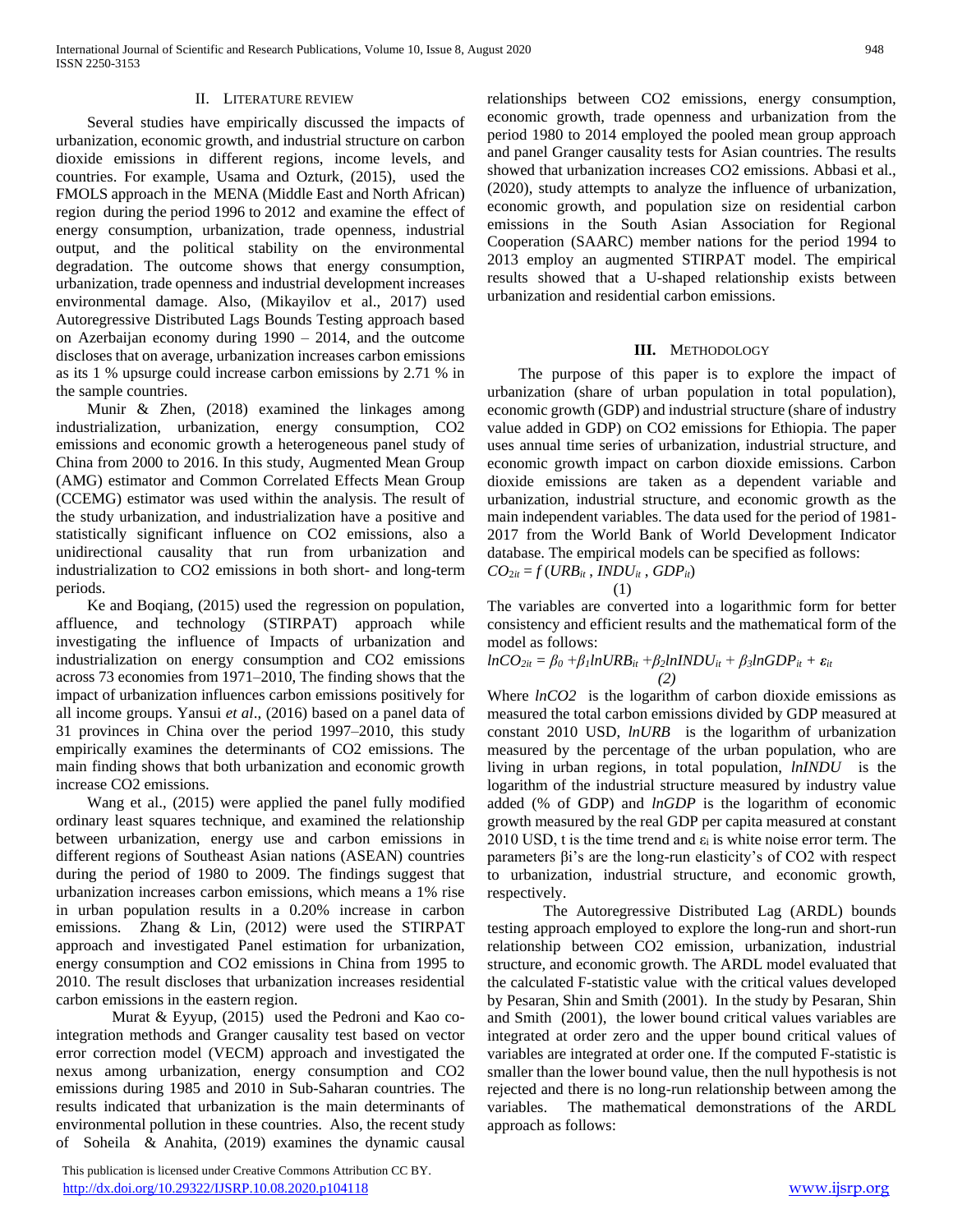## II. LITERATURE REVIEW

Several studies have empirically discussed the impacts of urbanization, economic growth, and industrial structure on carbon dioxide emissions in different regions, income levels, and countries. For example, Usama and Ozturk, (2015), used the FMOLS approach in the MENA (Middle East and North African) region during the period 1996 to 2012 and examine the effect of energy consumption, urbanization, trade openness, industrial output, and the political stability on the environmental degradation. The outcome shows that energy consumption, urbanization, trade openness and industrial development increases environmental damage. Also, (Mikayilov et al., 2017) used Autoregressive Distributed Lags Bounds Testing approach based on Azerbaijan economy during 1990 – 2014, and the outcome discloses that on average, urbanization increases carbon emissions as its 1 % upsurge could increase carbon emissions by 2.71 % in the sample countries.

Munir & Zhen, (2018) examined the linkages among industrialization, urbanization, energy consumption, CO2 emissions and economic growth a heterogeneous panel study of China from 2000 to 2016. In this study, Augmented Mean Group (AMG) estimator and Common Correlated Effects Mean Group (CCEMG) estimator was used within the analysis. The result of the study urbanization, and industrialization have a positive and statistically significant influence on CO2 emissions, also a unidirectional causality that run from urbanization and industrialization to CO2 emissions in both short- and long-term periods.

Ke and Boqiang, (2015) used the regression on population, affluence, and technology (STIRPAT) approach while investigating the influence of Impacts of urbanization and industrialization on energy consumption and CO2 emissions across 73 economies from 1971–2010, The finding shows that the impact of urbanization influences carbon emissions positively for all income groups. Yansui *et al*., (2016) based on a panel data of 31 provinces in China over the period 1997–2010, this study empirically examines the determinants of CO2 emissions. The main finding shows that both urbanization and economic growth increase CO2 emissions.

Wang et al., (2015) were applied the panel fully modified ordinary least squares technique, and examined the relationship between urbanization, energy use and carbon emissions in different regions of Southeast Asian nations (ASEAN) countries during the period of 1980 to 2009. The findings suggest that urbanization increases carbon emissions, which means a 1% rise in urban population results in a 0.20% increase in carbon emissions. Zhang & Lin, (2012) were used the STIRPAT approach and investigated Panel estimation for urbanization, energy consumption and CO2 emissions in China from 1995 to 2010. The result discloses that urbanization increases residential carbon emissions in the eastern region.

Murat & Eyyup, (2015) used the Pedroni and Kao co-integration methods and Granger causality test based on vector error correction model (VECM) approach and investigated the nexus among urbanization, energy consumption and CO2 emissions during 1985 and 2010 in Sub-Saharan countries. The results indicated that urbanization is the main determinants of environmental pollution in these countries. Also, the recent study of Soheila & Anahita, (2019) examines the dynamic causal relationships between CO2 emissions, energy consumption, economic growth, trade openness and urbanization from the period 1980 to 2014 employed the pooled mean group approach and panel Granger causality tests for Asian countries. The results showed that urbanization increases CO2 emissions. Abbasi et al., (2020), study attempts to analyze the influence of urbanization, economic growth, and population size on residential carbon emissions in the South Asian Association for Regional Cooperation (SAARC) member nations for the period 1994 to 2013 employ an augmented STIRPAT model. The empirical results showed that a U-shaped relationship exists between urbanization and residential carbon emissions.

## III. METHODOLOGY

The purpose of this paper is to explore the impact of urbanization (share of urban population in total population), economic growth (GDP) and industrial structure (share of industry value added in GDP) on CO2 emissions for Ethiopia. The paper uses annual time series of urbanization, industrial structure, and economic growth impact on carbon dioxide emissions. Carbon dioxide emissions are taken as a dependent variable and urbanization, industrial structure, and economic growth as the main independent variables. The data used for the period of 1981-2017 from the World Bank of World Development Indicator database. The empirical models can be specified as follows:

$$CO_{2it} = f\,(URB_{it}\,,\, INDU_{it}\,,\, GDP_{it}) \qquad (1)$$

The variables are converted into a logarithmic form for better consistency and efficient results and the mathematical form of the model as follows:

$$lnCO_{2it} = \beta_0 + \beta_1 lnURB_{it} + \beta_2 lnINDU_{it} + \beta_3 lnGDP_{it} + \varepsilon_{it} \qquad (2)$$

Where $lnCO2$ is the logarithm of carbon dioxide emissions as measured the total carbon emissions divided by GDP measured at constant 2010 USD, $lnURB$ is the logarithm of urbanization measured by the percentage of the urban population, who are living in urban regions, in total population, $lnINDU$ is the logarithm of the industrial structure measured by industry value added (% of GDP) and $lnGDP$ is the logarithm of economic growth measured by the real GDP per capita measured at constant 2010 USD, t is the time trend and $\varepsilon_i$ is white noise error term. The parameters $\beta$i's are the long-run elasticity's of CO2 with respect to urbanization, industrial structure, and economic growth, respectively.

The Autoregressive Distributed Lag (ARDL) bounds testing approach employed to explore the long-run and short-run relationship between CO2 emission, urbanization, industrial structure, and economic growth. The ARDL model evaluated that the calculated F-statistic value with the critical values developed by Pesaran, Shin and Smith (2001). In the study by Pesaran, Shin and Smith (2001), the lower bound critical values variables are integrated at order zero and the upper bound critical values of variables are integrated at order one. If the computed F-statistic is smaller than the lower bound value, then the null hypothesis is not rejected and there is no long-run relationship between among the variables. The mathematical demonstrations of the ARDL approach as follows: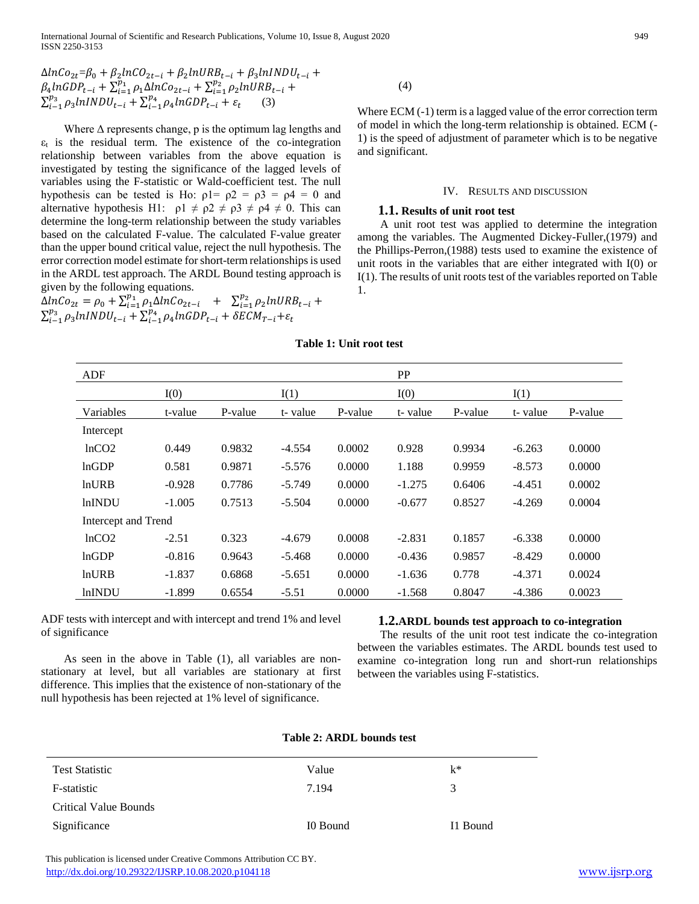$$\Delta lnCo_{2t}=\beta_0 + \beta_2 lnCO_{2t-i} + \beta_2 lnURB_{t-i} + \beta_3 lnINDU_{t-i} + \beta_4 lnGDP_{t-i} + \sum_{i=1}^{p_1} \rho_1 \Delta lnCo_{2t-i} + \sum_{i=1}^{p_2} \rho_2 lnURB_{t-i} + \sum_{i-1}^{p_3} \rho_3 lnINDU_{t-i} + \sum_{i-1}^{p_4} \rho_4 lnGDP_{t-i} + \varepsilon_t \quad (3)$$

Where Δ represents change, p is the optimum lag lengths and $\varepsilon_t$ is the residual term. The existence of the co-integration relationship between variables from the above equation is investigated by testing the significance of the lagged levels of variables using the F-statistic or Wald-coefficient test. The null hypothesis can be tested is Ho: $\rho1= \rho2 = \rho3 = \rho4 = 0$ and alternative hypothesis H1: $\rho1 \neq \rho2 \neq \rho3 \neq \rho4 \neq 0$. This can determine the long-term relationship between the study variables based on the calculated F-value. The calculated F-value greater than the upper bound critical value, reject the null hypothesis. The error correction model estimate for short-term relationships is used in the ARDL test approach. The ARDL Bound testing approach is given by the following equations.

$$\Delta lnCo_{2t} = \rho_0 + \sum_{i=1}^{p_1} \rho_1 \Delta lnCo_{2t-i} + \sum_{i=1}^{p_2} \rho_2 lnURB_{t-i} + \sum_{i-1}^{p_3} \rho_3 lnINDU_{t-i} + \sum_{i-1}^{p_4} \rho_4 lnGDP_{t-i} + \delta ECM_{T-i}+\varepsilon_t \quad (4)$$

Where ECM (-1) term is a lagged value of the error correction term of model in which the long-term relationship is obtained. ECM (-1) is the speed of adjustment of parameter which is to be negative and significant.

## IV. Results and Discussion

### 1.1. Results of unit root test

A unit root test was applied to determine the integration among the variables. The Augmented Dickey-Fuller,(1979) and the Phillips-Perron,(1988) tests used to examine the existence of unit roots in the variables that are either integrated with I(0) or I(1). The results of unit roots test of the variables reported on Table 1.

**Table 1: Unit root test**

| ADF | | | | | PP | | | |
|---|---|---|---|---|---|---|---|---|
| | I(0) | | I(1) | | I(0) | | I(1) | |
| Variables | t-value | P-value | t- value | P-value | t- value | P-value | t- value | P-value |
| Intercept | | | | | | | | |
| lnCO2 | 0.449 | 0.9832 | -4.554 | 0.0002 | 0.928 | 0.9934 | -6.263 | 0.0000 |
| lnGDP | 0.581 | 0.9871 | -5.576 | 0.0000 | 1.188 | 0.9959 | -8.573 | 0.0000 |
| lnURB | -0.928 | 0.7786 | -5.749 | 0.0000 | -1.275 | 0.6406 | -4.451 | 0.0002 |
| lnINDU | -1.005 | 0.7513 | -5.504 | 0.0000 | -0.677 | 0.8527 | -4.269 | 0.0004 |
| Intercept and Trend | | | | | | | | |
| lnCO2 | -2.51 | 0.323 | -4.679 | 0.0008 | -2.831 | 0.1857 | -6.338 | 0.0000 |
| lnGDP | -0.816 | 0.9643 | -5.468 | 0.0000 | -0.436 | 0.9857 | -8.429 | 0.0000 |
| lnURB | -1.837 | 0.6868 | -5.651 | 0.0000 | -1.636 | 0.778 | -4.371 | 0.0024 |
| lnINDU | -1.899 | 0.6554 | -5.51 | 0.0000 | -1.568 | 0.8047 | -4.386 | 0.0023 |

ADF tests with intercept and with intercept and trend 1% and level of significance

As seen in the above in Table (1), all variables are non-stationary at level, but all variables are stationary at first difference. This implies that the existence of non-stationary of the null hypothesis has been rejected at 1% level of significance.

### 1.2. ARDL bounds test approach to co-integration

The results of the unit root test indicate the co-integration between the variables estimates. The ARDL bounds test used to examine co-integration long run and short-run relationships between the variables using F-statistics.

**Table 2: ARDL bounds test**

| Test Statistic | Value | k* |
|---|---|---|
| F-statistic | 7.194 | 3 |
| Critical Value Bounds | | |
| Significance | I0 Bound | I1 Bound |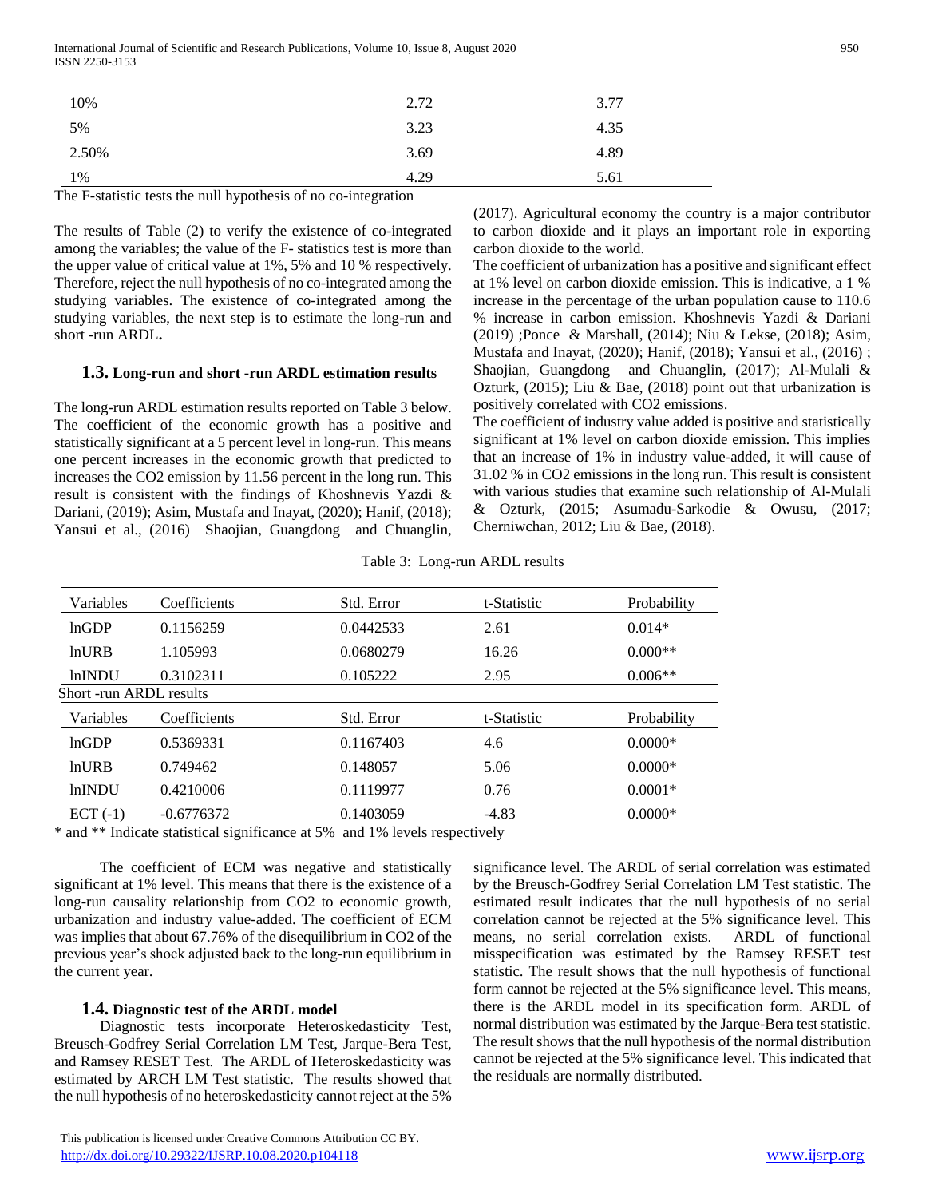| | | |
|---|---|---|
| 10% | 2.72 | 3.77 |
| 5% | 3.23 | 4.35 |
| 2.50% | 3.69 | 4.89 |
| 1% | 4.29 | 5.61 |

The F-statistic tests the null hypothesis of no co-integration

The results of Table (2) to verify the existence of co-integrated among the variables; the value of the F- statistics test is more than the upper value of critical value at 1%, 5% and 10 % respectively. Therefore, reject the null hypothesis of no co-integrated among the studying variables. The existence of co-integrated among the studying variables, the next step is to estimate the long-run and short -run ARDL**.**

### 1.3. Long-run and short -run ARDL estimation results

The long-run ARDL estimation results reported on Table 3 below. The coefficient of the economic growth has a positive and statistically significant at a 5 percent level in long-run. This means one percent increases in the economic growth that predicted to increases the CO2 emission by 11.56 percent in the long run. This result is consistent with the findings of Khoshnevis Yazdi & Dariani, (2019); Asim, Mustafa and Inayat, (2020); Hanif, (2018); Yansui et al., (2016) Shaojian, Guangdong and Chuanglin, (2017). Agricultural economy the country is a major contributor to carbon dioxide and it plays an important role in exporting carbon dioxide to the world.

The coefficient of urbanization has a positive and significant effect at 1% level on carbon dioxide emission. This is indicative, a 1 % increase in the percentage of the urban population cause to 110.6 % increase in carbon emission. Khoshnevis Yazdi & Dariani (2019) ;Ponce & Marshall, (2014); Niu & Lekse, (2018); Asim, Mustafa and Inayat, (2020); Hanif, (2018); Yansui et al., (2016) ; Shaojian, Guangdong and Chuanglin, (2017); Al-Mulali & Ozturk, (2015); Liu & Bae, (2018) point out that urbanization is positively correlated with CO2 emissions.

The coefficient of industry value added is positive and statistically significant at 1% level on carbon dioxide emission. This implies that an increase of 1% in industry value-added, it will cause of 31.02 % in CO2 emissions in the long run. This result is consistent with various studies that examine such relationship of Al-Mulali & Ozturk, (2015; Asumadu-Sarkodie & Owusu, (2017; Cherniwchan, 2012; Liu & Bae, (2018).

Table 3: Long-run ARDL results

| Variables | Coefficients | Std. Error | t-Statistic | Probability |
|---|---|---|---|---|
| lnGDP | 0.1156259 | 0.0442533 | 2.61 | 0.014* |
| lnURB | 1.105993 | 0.0680279 | 16.26 | 0.000** |
| lnINDU | 0.3102311 | 0.105222 | 2.95 | 0.006** |
| **Short -run ARDL results** | | | | |
| Variables | Coefficients | Std. Error | t-Statistic | Probability |
| lnGDP | 0.5369331 | 0.1167403 | 4.6 | 0.0000* |
| lnURB | 0.749462 | 0.148057 | 5.06 | 0.0000* |
| lnINDU | 0.4210006 | 0.1119977 | 0.76 | 0.0001* |
| ECT (-1) | -0.6776372 | 0.1403059 | -4.83 | 0.0000* |

\* and ** Indicate statistical significance at 5% and 1% levels respectively

The coefficient of ECM was negative and statistically significant at 1% level. This means that there is the existence of a long-run causality relationship from CO2 to economic growth, urbanization and industry value-added. The coefficient of ECM was implies that about 67.76% of the disequilibrium in CO2 of the previous year's shock adjusted back to the long-run equilibrium in the current year.

### 1.4. Diagnostic test of the ARDL model

Diagnostic tests incorporate Heteroskedasticity Test, Breusch-Godfrey Serial Correlation LM Test, Jarque-Bera Test, and Ramsey RESET Test. The ARDL of Heteroskedasticity was estimated by ARCH LM Test statistic. The results showed that the null hypothesis of no heteroskedasticity cannot reject at the 5% significance level. The ARDL of serial correlation was estimated by the Breusch-Godfrey Serial Correlation LM Test statistic. The estimated result indicates that the null hypothesis of no serial correlation cannot be rejected at the 5% significance level. This means, no serial correlation exists. ARDL of functional misspecification was estimated by the Ramsey RESET test statistic. The result shows that the null hypothesis of functional form cannot be rejected at the 5% significance level. This means, there is the ARDL model in its specification form. ARDL of normal distribution was estimated by the Jarque-Bera test statistic. The result shows that the null hypothesis of the normal distribution cannot be rejected at the 5% significance level. This indicated that the residuals are normally distributed.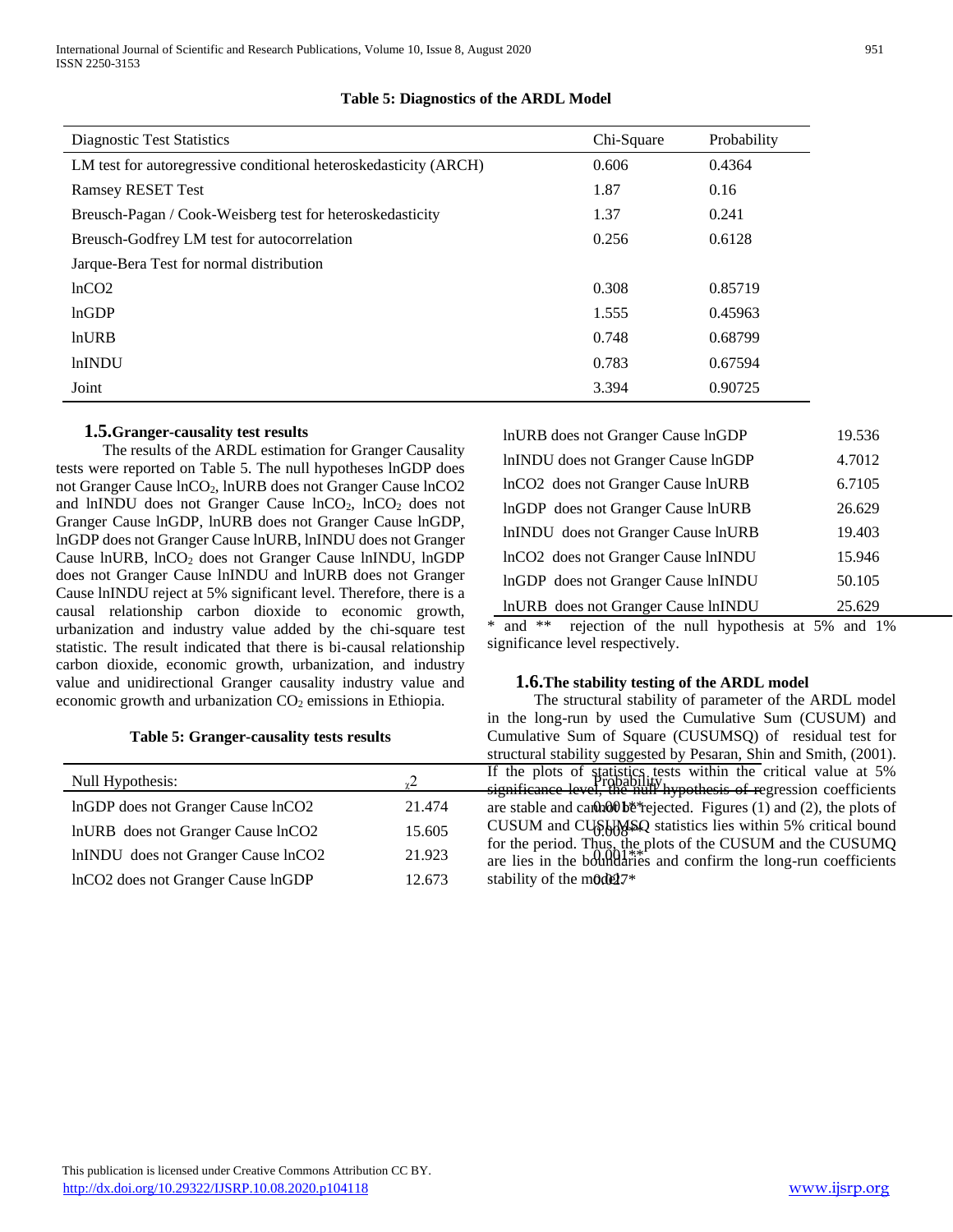**Table 5: Diagnostics of the ARDL Model**

| Diagnostic Test Statistics | Chi-Square | Probability |
|---|---|---|
| LM test for autoregressive conditional heteroskedasticity (ARCH) | 0.606 | 0.4364 |
| Ramsey RESET Test | 1.87 | 0.16 |
| Breusch-Pagan / Cook-Weisberg test for heteroskedasticity | 1.37 | 0.241 |
| Breusch-Godfrey LM test for autocorrelation | 0.256 | 0.6128 |
| Jarque-Bera Test for normal distribution | | |
| lnCO2 | 0.308 | 0.85719 |
| lnGDP | 1.555 | 0.45963 |
| lnURB | 0.748 | 0.68799 |
| lnINDU | 0.783 | 0.67594 |
| Joint | 3.394 | 0.90725 |

## 1.5. Granger-causality test results

The results of the ARDL estimation for Granger Causality tests were reported on Table 5. The null hypotheses lnGDP does not Granger Cause ln$CO_2$, lnURB does not Granger Cause lnCO2 and lnINDU does not Granger Cause ln$CO_2$, ln$CO_2$ does not Granger Cause lnGDP, lnURB does not Granger Cause lnGDP, lnGDP does not Granger Cause lnURB, lnINDU does not Granger Cause lnURB, ln$CO_2$ does not Granger Cause lnINDU, lnGDP does not Granger Cause lnINDU and lnURB does not Granger Cause lnINDU reject at 5% significant level. Therefore, there is a causal relationship carbon dioxide to economic growth, urbanization and industry value added by the chi-square test statistic. The result indicated that there is bi-causal relationship carbon dioxide, economic growth, urbanization, and industry value and unidirectional Granger causality industry value and economic growth and urbanization $CO_2$ emissions in Ethiopia.

**Table 5: Granger-causality tests results**

| Null Hypothesis: | $\chi^2$ | Probability |
|---|---|---|
| lnGDP does not Granger Cause lnCO2 | 21.474 | 0.001** |
| lnURB does not Granger Cause lnCO2 | 15.605 | 0.008** |
| lnINDU does not Granger Cause lnCO2 | 21.923 | 0.001** |
| lnCO2 does not Granger Cause lnGDP | 12.673 | 0.027* |
| lnURB does not Granger Cause lnGDP | 19.536 | |
| lnINDU does not Granger Cause lnGDP | 4.7012 | |
| lnCO2 does not Granger Cause lnURB | 6.7105 | |
| lnGDP does not Granger Cause lnURB | 26.629 | |
| lnINDU does not Granger Cause lnURB | 19.403 | |
| lnCO2 does not Granger Cause lnINDU | 15.946 | |
| lnGDP does not Granger Cause lnINDU | 50.105 | |
| lnURB does not Granger Cause lnINDU | 25.629 | |

* and ** rejection of the null hypothesis at 5% and 1% significance level respectively.

## 1.6. The stability testing of the ARDL model

The structural stability of parameter of the ARDL model in the long-run by used the Cumulative Sum (CUSUM) and Cumulative Sum of Square (CUSUMSQ) of residual test for structural stability suggested by Pesaran, Shin and Smith, (2001). If the plots of statistics tests within the critical value at 5% significance level, the null hypothesis of regression coefficients are stable and cannot be rejected. Figures (1) and (2), the plots of CUSUM and CUSUMSQ statistics lies within 5% critical bound for the period. Thus, the plots of the CUSUM and the CUSUMQ are lies in the boundaries and confirm the long-run coefficients stability of the model.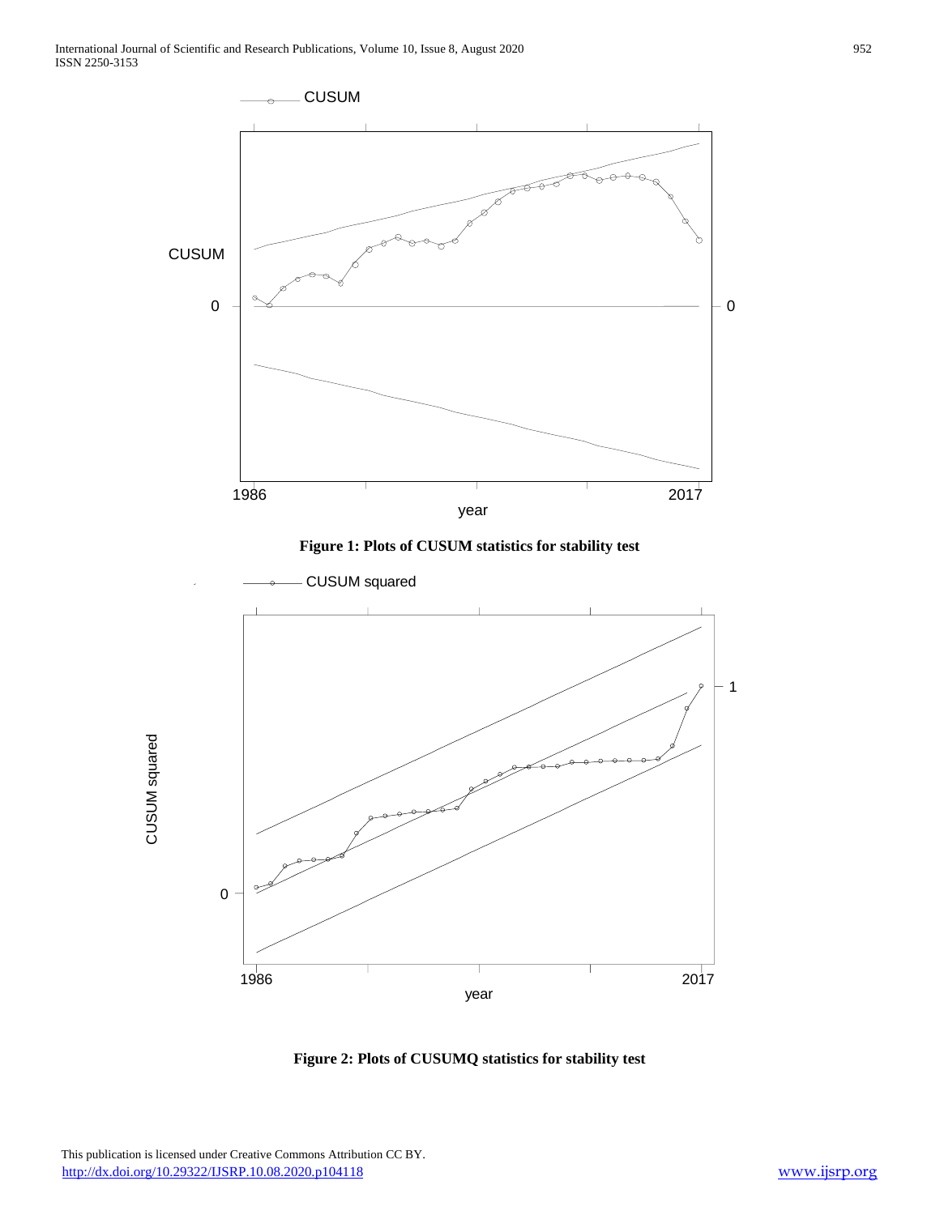**Figure 1: Plots of CUSUM statistics for stability test**

**Figure 2: Plots of CUSUMQ statistics for stability test**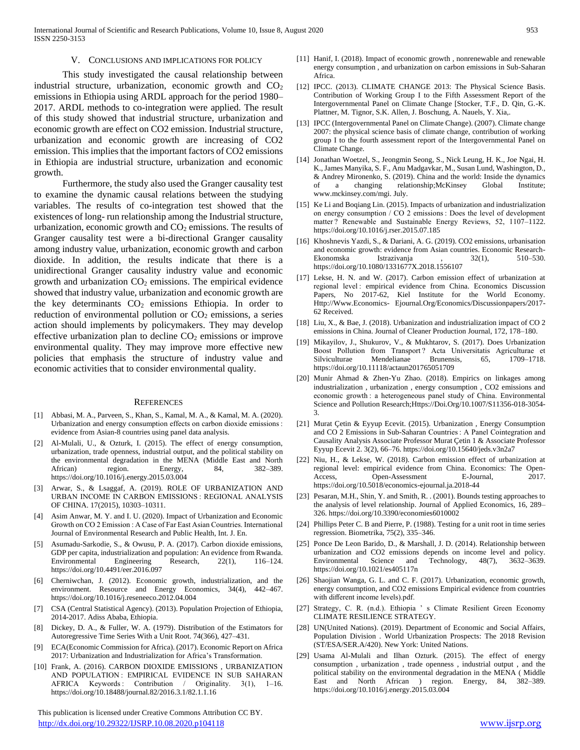## V. CONCLUSIONS AND IMPLICATIONS FOR POLICY

This study investigated the causal relationship between industrial structure, urbanization, economic growth and $CO_2$ emissions in Ethiopia using ARDL approach for the period 1980–2017. ARDL methods to co-integration were applied. The result of this study showed that industrial structure, urbanization and economic growth are effect on CO2 emission. Industrial structure, urbanization and economic growth are increasing of CO2 emission. This implies that the important factors of CO2 emissions in Ethiopia are industrial structure, urbanization and economic growth.

Furthermore, the study also used the Granger causality test to examine the dynamic causal relations between the studying variables. The results of co-integration test showed that the existences of long- run relationship among the Industrial structure, urbanization, economic growth and $CO_2$ emissions. The results of Granger causality test were a bi-directional Granger causality among industry value, urbanization, economic growth and carbon dioxide. In addition, the results indicate that there is a unidirectional Granger causality industry value and economic growth and urbanization $CO_2$ emissions. The empirical evidence showed that industry value, urbanization and economic growth are the key determinants $CO_2$ emissions Ethiopia. In order to reduction of environmental pollution or $CO_2$ emissions, a series action should implements by policymakers. They may develop effective urbanization plan to decline $CO_2$ emissions or improve environmental quality. They may improve more effective new policies that emphasis the structure of industry value and economic activities that to consider environmental quality.

## REFERENCES

[1] Abbasi, M. A., Parveen, S., Khan, S., Kamal, M. A., & Kamal, M. A. (2020). Urbanization and energy consumption effects on carbon dioxide emissions : evidence from Asian-8 countries using panel data analysis.

[2] Al-Mulali, U., & Ozturk, I. (2015). The effect of energy consumption, urbanization, trade openness, industrial output, and the political stability on the environmental degradation in the MENA (Middle East and North African) region. Energy, 84, 382–389. https://doi.org/10.1016/j.energy.2015.03.004

[3] Arwar, S., & Lsaggaf, A. (2019). ROLE OF URBANIZATION AND URBAN INCOME IN CARBON EMISSIONS : REGIONAL ANALYSIS OF CHINA. 17(2015), 10303–10311.

[4] Asim Anwar, M. Y. and I. U. (2020). Impact of Urbanization and Economic Growth on CO 2 Emission : A Case of Far East Asian Countries. International Journal of Environmental Research and Public Health, Int. J. En.

[5] Asumadu-Sarkodie, S., & Owusu, P. A. (2017). Carbon dioxide emissions, GDP per capita, industrialization and population: An evidence from Rwanda. Environmental Engineering Research, 22(1), 116–124. https://doi.org/10.4491/eer.2016.097

[6] Cherniwchan, J. (2012). Economic growth, industrialization, and the environment. Resource and Energy Economics, 34(4), 442–467. https://doi.org/10.1016/j.reseneeco.2012.04.004

[7] CSA (Central Statistical Agency). (2013). Population Projection of Ethiopia, 2014-2017. Adiss Ababa, Ethiopia.

[8] Dickey, D. A., & Fuller, W. A. (1979). Distribution of the Estimators for Autoregressive Time Series With a Unit Root. 74(366), 427–431.

[9] ECA(Economic Commission for Africa). (2017). Economic Report on Africa 2017: Urbanization and Industrialization for Africa's Transformation.

[10] Frank, A. (2016). CARBON DIOXIDE EMISSIONS , URBANIZATION AND POPULATION : EMPIRICAL EVIDENCE IN SUB SAHARAN AFRICA Keywords : Contribution / Originality. 3(1), 1–16. https://doi.org/10.18488/journal.82/2016.3.1/82.1.1.16

[11] Hanif, I. (2018). Impact of economic growth , nonrenewable and renewable energy consumption , and urbanization on carbon emissions in Sub-Saharan Africa.

[12] IPCC. (2013). CLIMATE CHANGE 2013: The Physical Science Basis. Contribution of Working Group I to the Fifth Assessment Report of the Intergovernmental Panel on Climate Change [Stocker, T.F., D. Qin, G.-K. Plattner, M. Tignor, S.K. Allen, J. Boschung, A. Nauels, Y. Xia,.

[13] IPCC (Intergovernmental Panel on Climate Change). (2007). Climate change 2007: the physical science basis of climate change, contribution of working group I to the fourth assessment report of the Intergovernmental Panel on Climate Change.

[14] Jonathan Woetzel, S., Jeongmin Seong, S., Nick Leung, H. K., Joe Ngai, H. K., James Manyika, S. F., Anu Madgavkar, M., Susan Lund, Washington, D., & Andrey Mironenko, S. (2019). China and the world: Inside the dynamics of a changing relationship;McKinsey Global Institute; www.mckinsey.com/mgi. July.

[15] Ke Li and Boqiang Lin. (2015). Impacts of urbanization and industrialization on energy consumption / CO 2 emissions : Does the level of development matter ? Renewable and Sustainable Energy Reviews, 52, 1107–1122. https://doi.org/10.1016/j.rser.2015.07.185

[16] Khoshnevis Yazdi, S., & Dariani, A. G. (2019). CO2 emissions, urbanisation and economic growth: evidence from Asian countries. Economic Research-Ekonomska Istrazivanja , 32(1), 510–530. https://doi.org/10.1080/1331677X.2018.1556107

[17] Lekse, H. N. and W. (2017). Carbon emission effect of urbanization at regional level : empirical evidence from China. Economics Discussion Papers, No 2017-62, Kiel Institute for the World Economy. Http://Www.Economics- Ejournal.Org/Economics/Discussionpapers/2017-62 Received.

[18] Liu, X., & Bae, J. (2018). Urbanization and industrialization impact of CO 2 emissions in China. Journal of Cleaner Production Journal, 172, 178–180.

[19] Mikayilov, J., Shukurov, V., & Mukhtarov, S. (2017). Does Urbanization Boost Pollution from Transport ? Acta Universitatis Agriculturae et Silviculturae Mendelianae Brunensis, 65, 1709–1718. https://doi.org/10.11118/actaun201765051709

[20] Munir Ahmad & Zhen-Yu Zhao. (2018). Empirics on linkages among industrialization , urbanization , energy consumption , CO2 emissions and economic growth : a heterogeneous panel study of China. Environmental Science and Pollution Research;Https://Doi.Org/10.1007/S11356-018-3054-3.

[21] Murat Çetin & Eyyup Ecevit. (2015). Urbanization , Energy Consumption and CO 2 Emissions in Sub-Saharan Countries : A Panel Cointegration and Causality Analysis Associate Professor Murat Çetin 1 & Associate Professor Eyyup Ecevit 2. 3(2), 66–76. https://doi.org/10.15640/jeds.v3n2a7

[22] Niu, H., & Lekse, W. (2018). Carbon emission effect of urbanization at regional level: empirical evidence from China. Economics: The Open-Access, Open-Assessment E-Journal, 2017. https://doi.org/10.5018/economics-ejournal.ja.2018-44

[23] Pesaran, M.H., Shin, Y. and Smith, R. . (2001). Bounds testing approaches to the analysis of level relationship. Journal of Applied Economics, 16, 289–326. https://doi.org/10.3390/economies6010002

[24] Phillips Peter C. B and Pierre, P. (1988). Testing for a unit root in time series regression. Biometrika, 75(2), 335–346.

[25] Ponce De Leon Barido, D., & Marshall, J. D. (2014). Relationship between urbanization and CO2 emissions depends on income level and policy. Environmental Science and Technology, 48(7), 3632–3639. https://doi.org/10.1021/es405117n

[26] Shaojian Wanga, G. L. and C. F. (2017). Urbanization, economic growth, energy consumption, and CO2 emissions Empirical evidence from countries with different income levels).pdf.

[27] Strategy, C. R. (n.d.). Ethiopia ' s Climate Resilient Green Economy CLIMATE RESILIENCE STRATEGY.

[28] UN(United Nations). (2019). Department of Economic and Social Affairs, Population Division . World Urbanization Prospects: The 2018 Revision (ST/ESA/SER.A/420). New York: United Nations.

[29] Usama Al-Mulali and Ilhan Ozturk. (2015). The effect of energy consumption , urbanization , trade openness , industrial output , and the political stability on the environmental degradation in the MENA ( Middle East and North African ) region. Energy, 84, 382–389. https://doi.org/10.1016/j.energy.2015.03.004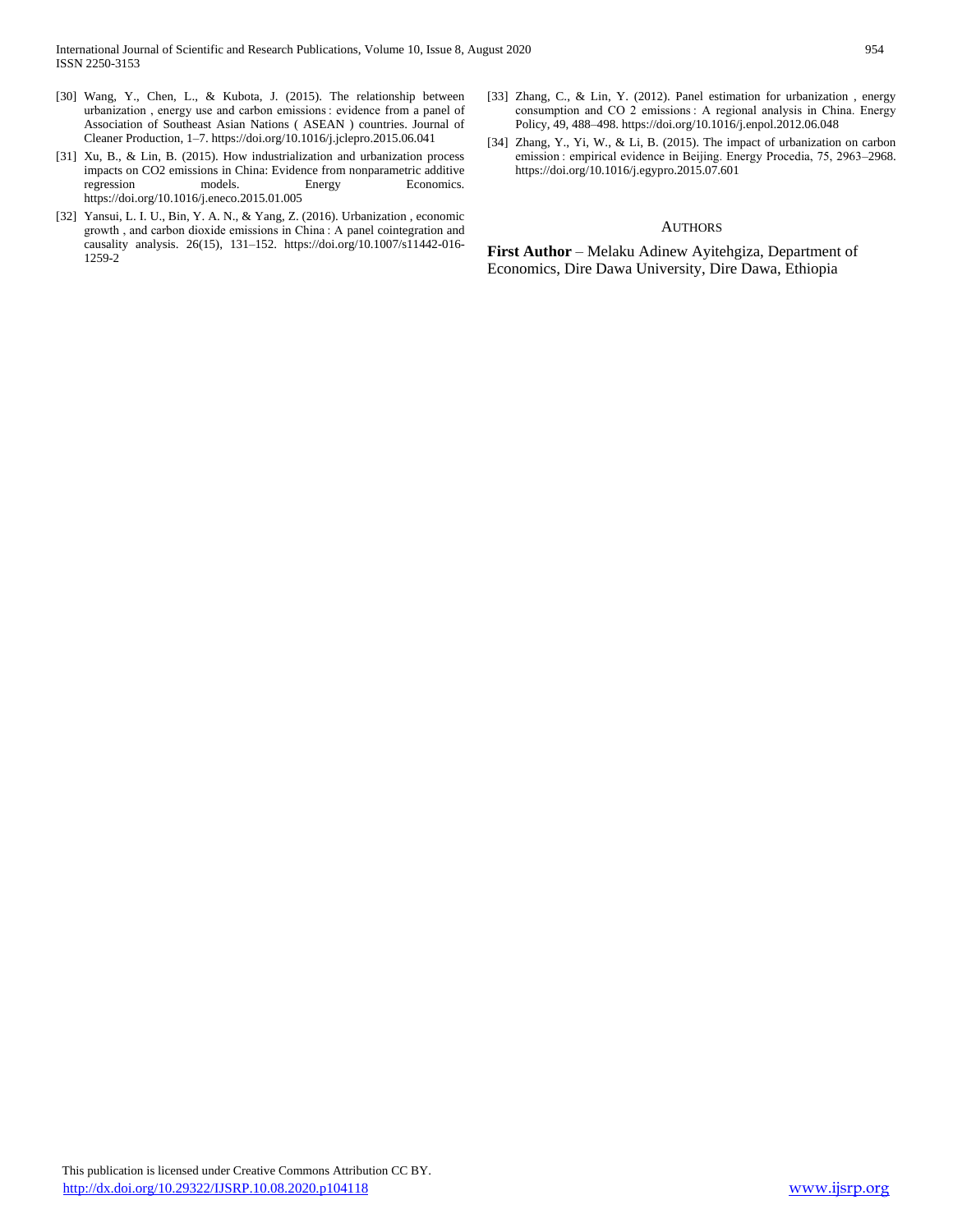[30] Wang, Y., Chen, L., & Kubota, J. (2015). The relationship between urbanization , energy use and carbon emissions : evidence from a panel of Association of Southeast Asian Nations ( ASEAN ) countries. Journal of Cleaner Production, 1–7. https://doi.org/10.1016/j.jclepro.2015.06.041

[31] Xu, B., & Lin, B. (2015). How industrialization and urbanization process impacts on CO2 emissions in China: Evidence from nonparametric additive regression models. Energy Economics. https://doi.org/10.1016/j.eneco.2015.01.005

[32] Yansui, L. I. U., Bin, Y. A. N., & Yang, Z. (2016). Urbanization , economic growth , and carbon dioxide emissions in China : A panel cointegration and causality analysis. 26(15), 131–152. https://doi.org/10.1007/s11442-016-1259-2

[33] Zhang, C., & Lin, Y. (2012). Panel estimation for urbanization , energy consumption and CO 2 emissions : A regional analysis in China. Energy Policy, 49, 488–498. https://doi.org/10.1016/j.enpol.2012.06.048

[34] Zhang, Y., Yi, W., & Li, B. (2015). The impact of urbanization on carbon emission : empirical evidence in Beijing. Energy Procedia, 75, 2963–2968. https://doi.org/10.1016/j.egypro.2015.07.601

## Authors

**First Author** – Melaku Adinew Ayitehgiza, Department of Economics, Dire Dawa University, Dire Dawa, Ethiopia